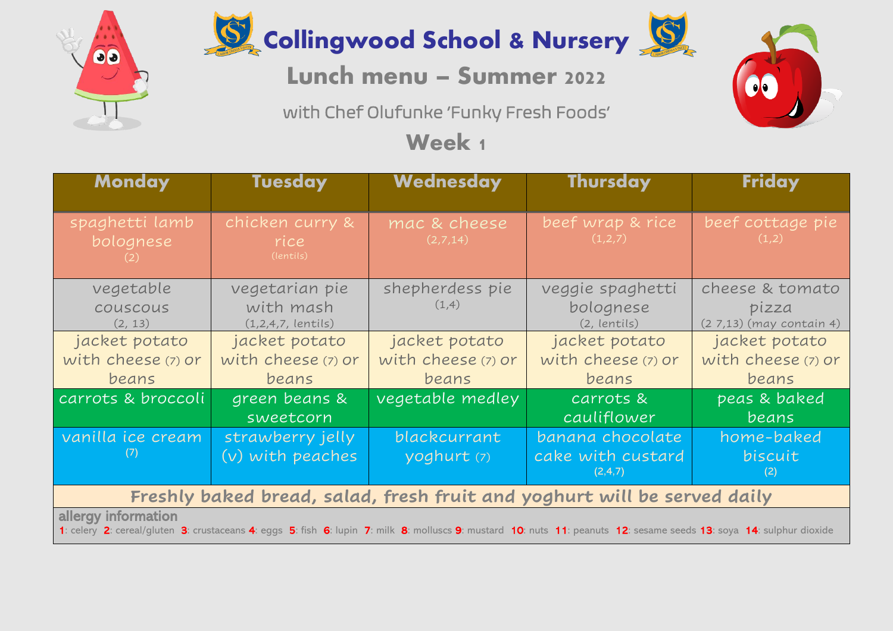# Collingwood School & Nursery

## Lunch menu – Summer 2022

with Chef Olufunke 'Funky Fresh Foods'

## Week 1

| Monday | Tuesday | Wednesday | Thursday | Friday |
|---|---|---|---|---|
| spaghetti lamb bolognese (2) | chicken curry & rice (lentils) | mac & cheese (2,7,14) | beef wrap & rice (1,2,7) | beef cottage pie (1,2) |
| vegetable couscous (2, 13) | vegetarian pie with mash (1,2,4,7, lentils) | shepherdess pie (1,4) | veggie spaghetti bolognese (2, lentils) | cheese & tomato pizza (2 7,13) (may contain 4) |
| jacket potato with cheese (7) or beans | jacket potato with cheese (7) or beans | jacket potato with cheese (7) or beans | jacket potato with cheese (7) or beans | jacket potato with cheese (7) or beans |
| carrots & broccoli | green beans & sweetcorn | vegetable medley | carrots & cauliflower | peas & baked beans |
| vanilla ice cream (7) | strawberry jelly (v) with peaches | blackcurrant yoghurt (7) | banana chocolate cake with custard (2,4,7) | home-baked biscuit (2) |

**Freshly baked bread, salad, fresh fruit and yoghurt will be served daily**

**allergy information**

1: celery 2: cereal/gluten 3: crustaceans 4: eggs 5: fish 6: lupin 7: milk 8: molluscs 9: mustard 10: nuts 11: peanuts 12: sesame seeds 13: soya 14: sulphur dioxide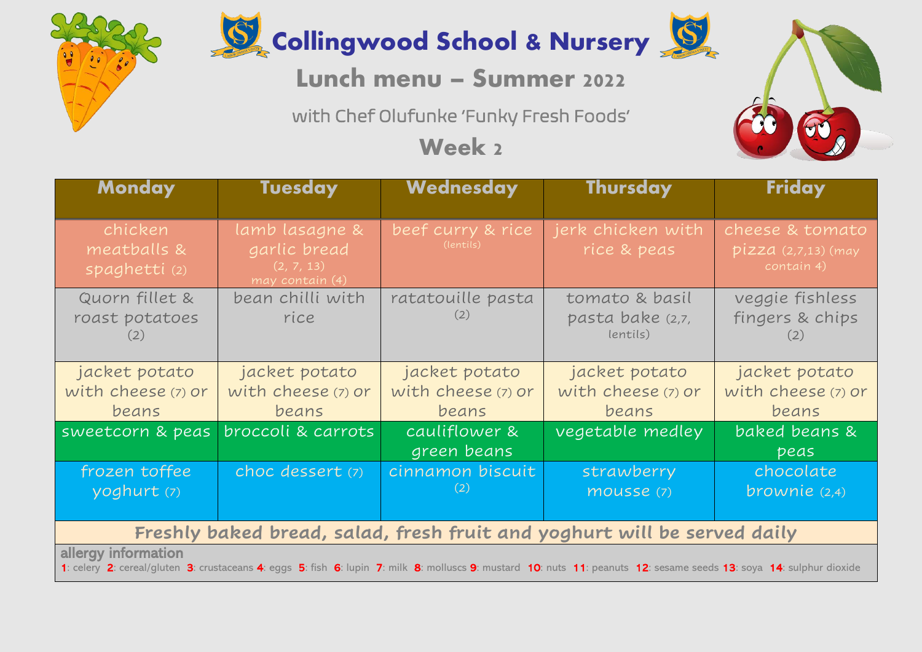# Collingwood School & Nursery

## Lunch menu – Summer 2022

with Chef Olufunke 'Funky Fresh Foods'

## Week 2

| Monday | Tuesday | Wednesday | Thursday | Friday |
|---|---|---|---|---|
| chicken meatballs & spaghetti (2) | lamb lasagne & garlic bread (2, 7, 13) may contain (4) | beef curry & rice (lentils) | jerk chicken with rice & peas | cheese & tomato pizza (2,7,13) (may contain 4) |
| Quorn fillet & roast potatoes (2) | bean chilli with rice | ratatouille pasta (2) | tomato & basil pasta bake (2,7, lentils) | veggie fishless fingers & chips (2) |
| jacket potato with cheese (7) or beans | jacket potato with cheese (7) or beans | jacket potato with cheese (7) or beans | jacket potato with cheese (7) or beans | jacket potato with cheese (7) or beans |
| sweetcorn & peas | broccoli & carrots | cauliflower & green beans | vegetable medley | baked beans & peas |
| frozen toffee yoghurt (7) | choc dessert (7) | cinnamon biscuit (2) | strawberry mousse (7) | chocolate brownie (2,4) |

**Freshly baked bread, salad, fresh fruit and yoghurt will be served daily**

**allergy information**

1: celery 2: cereal/gluten 3: crustaceans 4: eggs 5: fish 6: lupin 7: milk 8: molluscs 9: mustard 10: nuts 11: peanuts 12: sesame seeds 13: soya 14: sulphur dioxide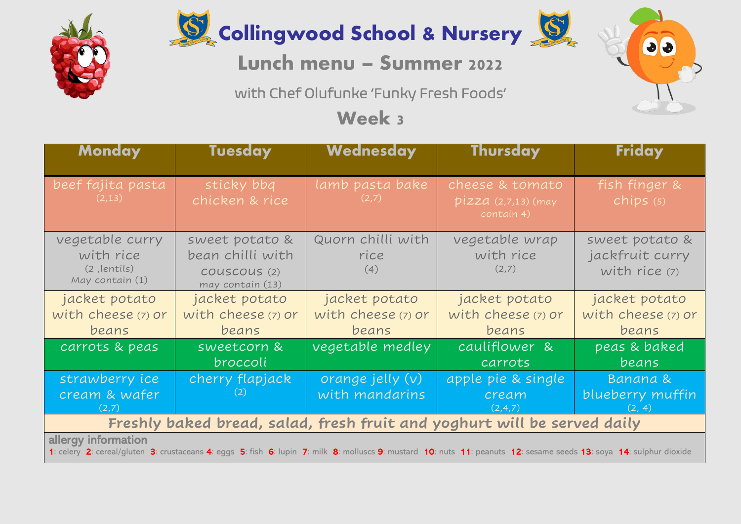# Collingwood School & Nursery

## Lunch menu – Summer 2022

with Chef Olufunke 'Funky Fresh Foods'

## Week 3

| Monday | Tuesday | Wednesday | Thursday | Friday |
|---|---|---|---|---|
| beef fajita pasta (2,13) | sticky bbq chicken & rice | lamb pasta bake (2,7) | cheese & tomato pizza (2,7,13) (may contain 4) | fish finger & chips (5) |
| vegetable curry with rice (2 ,lentils) May contain (1) | sweet potato & bean chilli with couscous (2) may contain (13) | Quorn chilli with rice (4) | vegetable wrap with rice (2,7) | sweet potato & jackfruit curry with rice (7) |
| jacket potato with cheese (7) or beans | jacket potato with cheese (7) or beans | jacket potato with cheese (7) or beans | jacket potato with cheese (7) or beans | jacket potato with cheese (7) or beans |
| carrots & peas | sweetcorn & broccoli | vegetable medley | cauliflower & carrots | peas & baked beans |
| strawberry ice cream & wafer (2,7) | cherry flapjack (2) | orange jelly (v) with mandarins | apple pie & single cream (2,4,7) | Banana & blueberry muffin (2, 4) |

**Freshly baked bread, salad, fresh fruit and yoghurt will be served daily**

**allergy information**

1: celery 2: cereal/gluten 3: crustaceans 4: eggs 5: fish 6: lupin 7: milk 8: molluscs 9: mustard 10: nuts 11: peanuts 12: sesame seeds 13: soya 14: sulphur dioxide